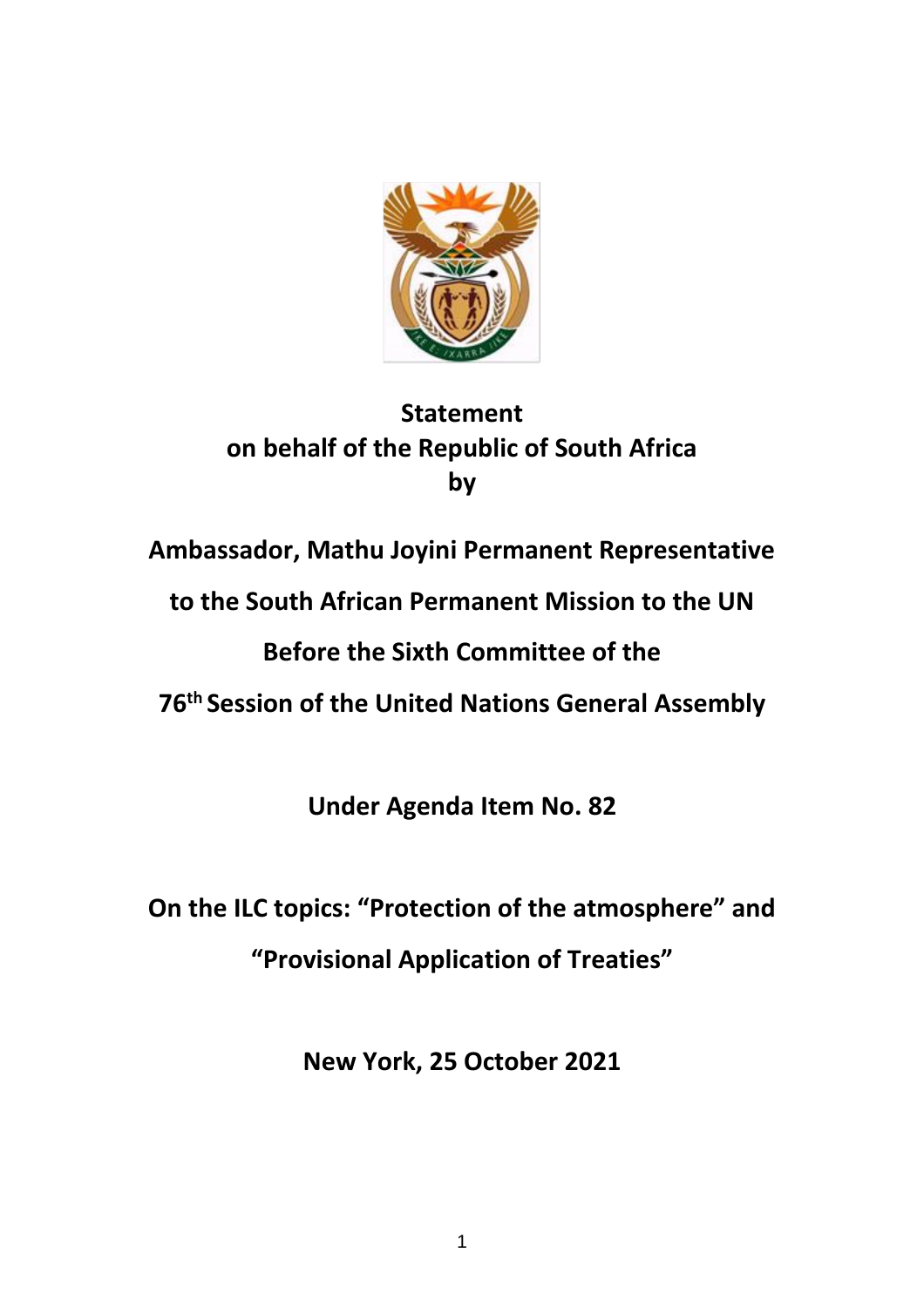**Statement**
**on behalf of the Republic of South Africa**
**by**

**Ambassador, Mathu Joyini Permanent Representative**

**to the South African Permanent Mission to the UN**

**Before the Sixth Committee of the**

**76th Session of the United Nations General Assembly**

**Under Agenda Item No. 82**

**On the ILC topics: "Protection of the atmosphere" and**

**"Provisional Application of Treaties"**

**New York, 25 October 2021**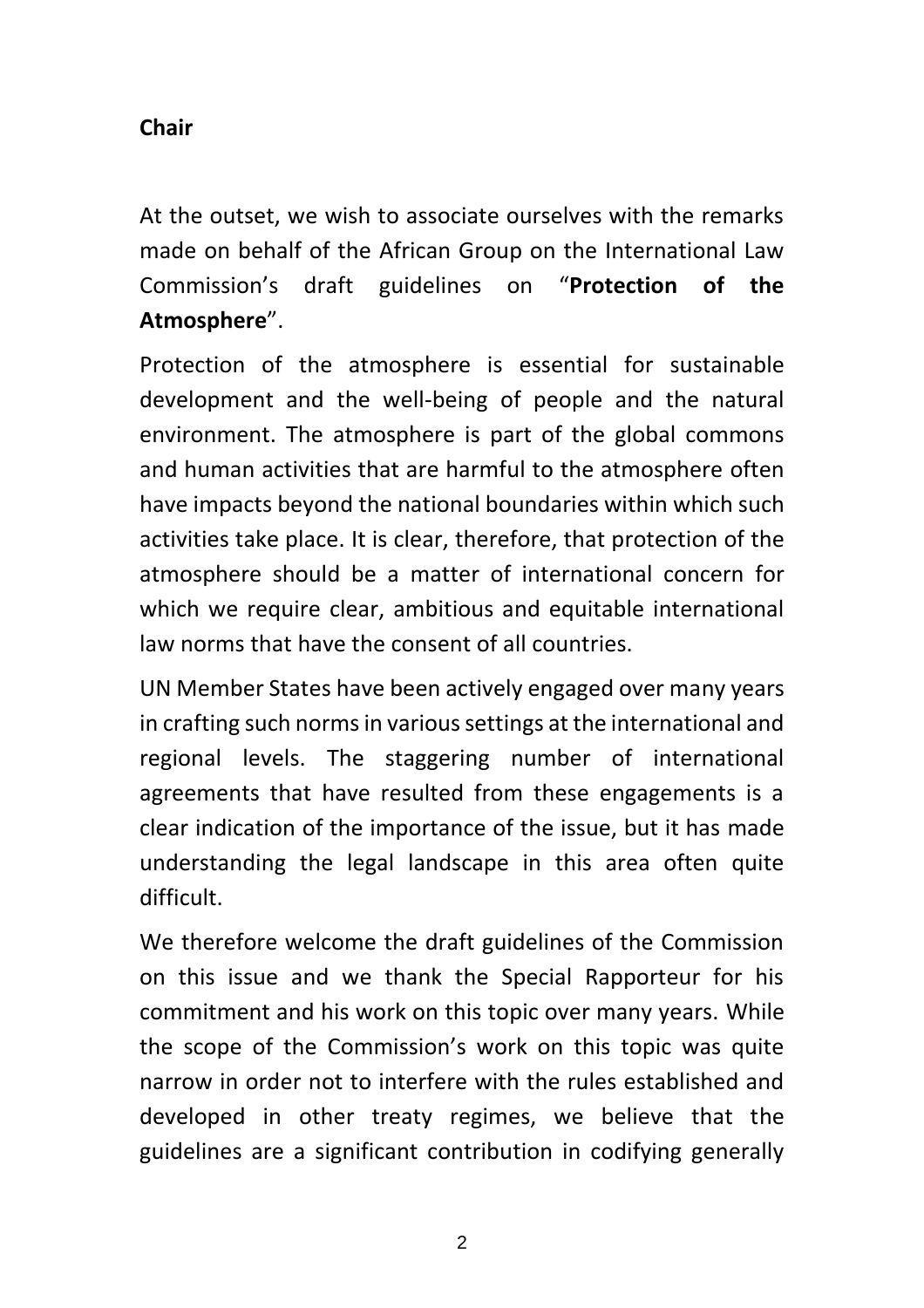**Chair**

At the outset, we wish to associate ourselves with the remarks made on behalf of the African Group on the International Law Commission's draft guidelines on "**Protection of the Atmosphere**".

Protection of the atmosphere is essential for sustainable development and the well-being of people and the natural environment. The atmosphere is part of the global commons and human activities that are harmful to the atmosphere often have impacts beyond the national boundaries within which such activities take place. It is clear, therefore, that protection of the atmosphere should be a matter of international concern for which we require clear, ambitious and equitable international law norms that have the consent of all countries.

UN Member States have been actively engaged over many years in crafting such norms in various settings at the international and regional levels. The staggering number of international agreements that have resulted from these engagements is a clear indication of the importance of the issue, but it has made understanding the legal landscape in this area often quite difficult.

We therefore welcome the draft guidelines of the Commission on this issue and we thank the Special Rapporteur for his commitment and his work on this topic over many years. While the scope of the Commission's work on this topic was quite narrow in order not to interfere with the rules established and developed in other treaty regimes, we believe that the guidelines are a significant contribution in codifying generally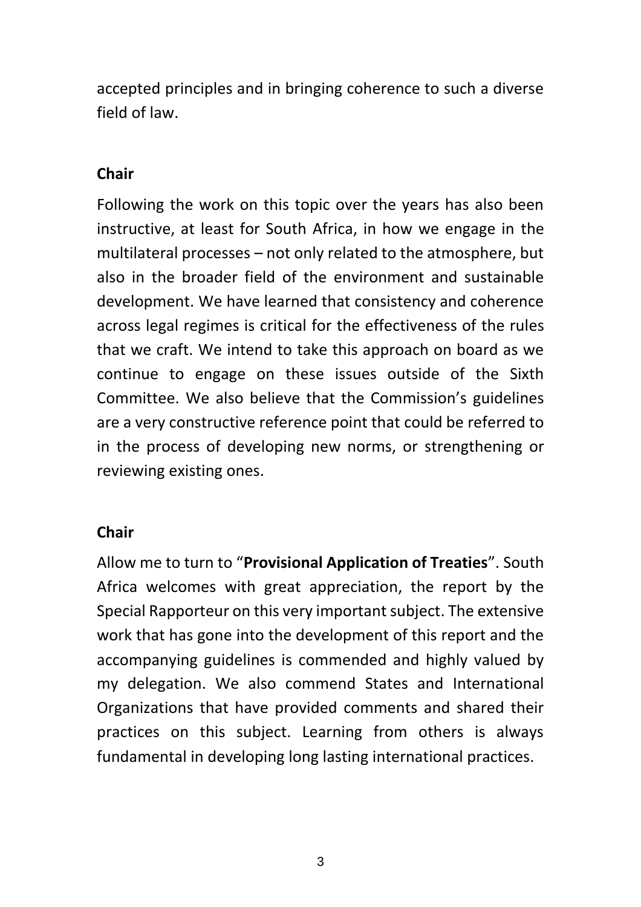accepted principles and in bringing coherence to such a diverse field of law.

**Chair**

Following the work on this topic over the years has also been instructive, at least for South Africa, in how we engage in the multilateral processes – not only related to the atmosphere, but also in the broader field of the environment and sustainable development. We have learned that consistency and coherence across legal regimes is critical for the effectiveness of the rules that we craft. We intend to take this approach on board as we continue to engage on these issues outside of the Sixth Committee. We also believe that the Commission's guidelines are a very constructive reference point that could be referred to in the process of developing new norms, or strengthening or reviewing existing ones.

**Chair**

Allow me to turn to "**Provisional Application of Treaties**". South Africa welcomes with great appreciation, the report by the Special Rapporteur on this very important subject. The extensive work that has gone into the development of this report and the accompanying guidelines is commended and highly valued by my delegation. We also commend States and International Organizations that have provided comments and shared their practices on this subject. Learning from others is always fundamental in developing long lasting international practices.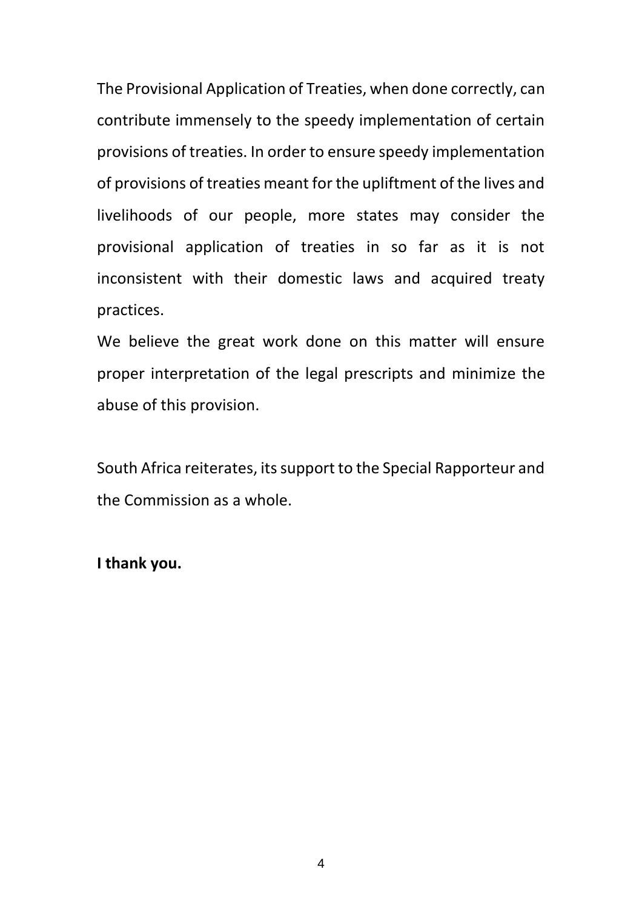The Provisional Application of Treaties, when done correctly, can contribute immensely to the speedy implementation of certain provisions of treaties. In order to ensure speedy implementation of provisions of treaties meant for the upliftment of the lives and livelihoods of our people, more states may consider the provisional application of treaties in so far as it is not inconsistent with their domestic laws and acquired treaty practices.

We believe the great work done on this matter will ensure proper interpretation of the legal prescripts and minimize the abuse of this provision.

South Africa reiterates, its support to the Special Rapporteur and the Commission as a whole.

**I thank you.**